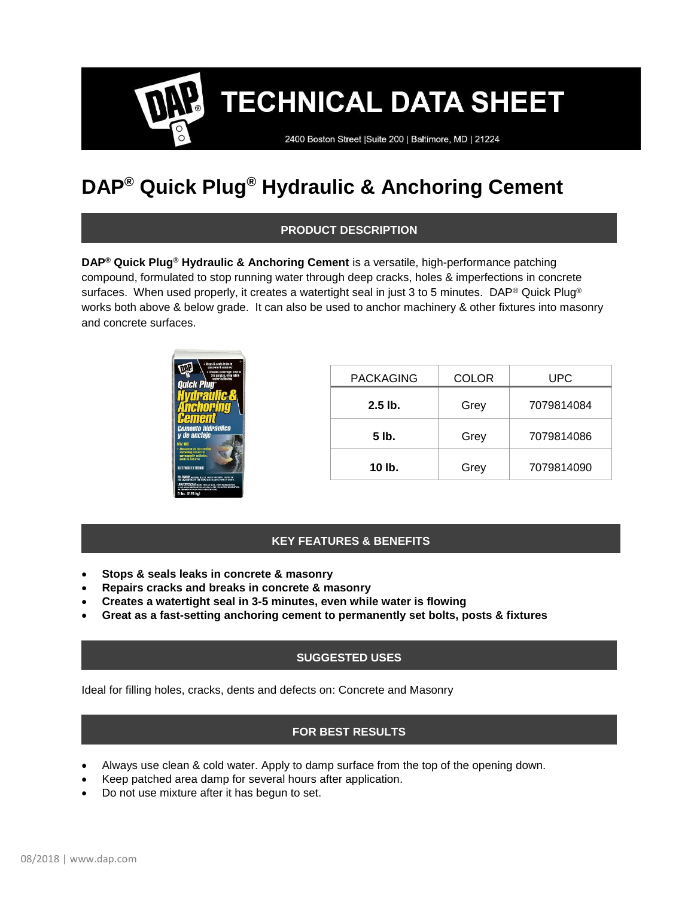# TECHNICAL DATA SHEET

2400 Boston Street |Suite 200 | Baltimore, MD | 21224

# DAP® Quick Plug® Hydraulic & Anchoring Cement

## PRODUCT DESCRIPTION

**DAP® Quick Plug® Hydraulic & Anchoring Cement** is a versatile, high-performance patching compound, formulated to stop running water through deep cracks, holes & imperfections in concrete surfaces. When used properly, it creates a watertight seal in just 3 to 5 minutes. DAP® Quick Plug® works both above & below grade. It can also be used to anchor machinery & other fixtures into masonry and concrete surfaces.

| PACKAGING | COLOR | UPC |
|---|---|---|
| **2.5 lb.** | Grey | 7079814084 |
| **5 lb.** | Grey | 7079814086 |
| **10 lb.** | Grey | 7079814090 |

## KEY FEATURES & BENEFITS

- **Stops & seals leaks in concrete & masonry**
- **Repairs cracks and breaks in concrete & masonry**
- **Creates a watertight seal in 3-5 minutes, even while water is flowing**
- **Great as a fast-setting anchoring cement to permanently set bolts, posts & fixtures**

## SUGGESTED USES

Ideal for filling holes, cracks, dents and defects on: Concrete and Masonry

## FOR BEST RESULTS

- Always use clean & cold water. Apply to damp surface from the top of the opening down.
- Keep patched area damp for several hours after application.
- Do not use mixture after it has begun to set.

08/2018 | www.dap.com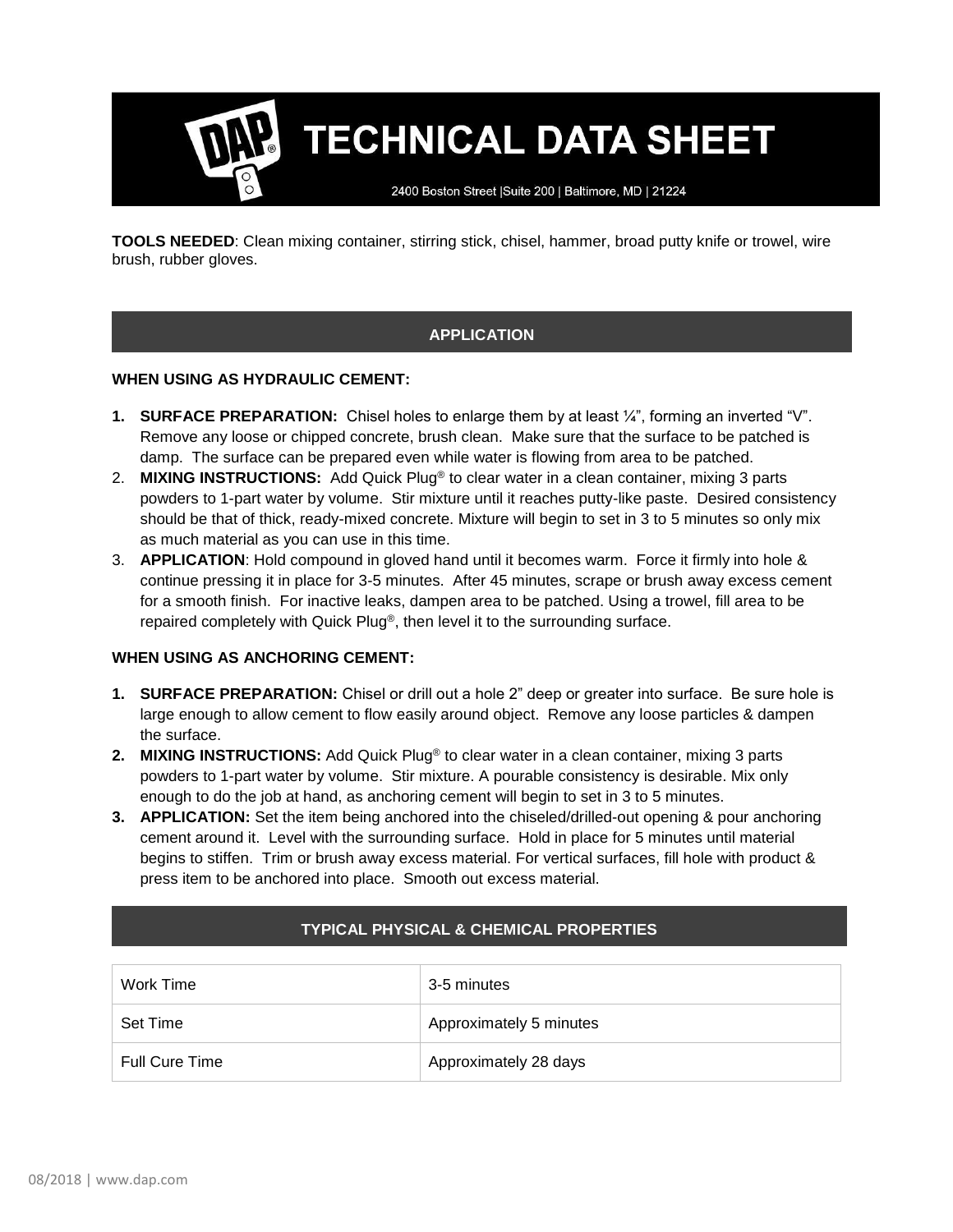# TECHNICAL DATA SHEET

2400 Boston Street |Suite 200 | Baltimore, MD | 21224

**TOOLS NEEDED**: Clean mixing container, stirring stick, chisel, hammer, broad putty knife or trowel, wire brush, rubber gloves.

## APPLICATION

**WHEN USING AS HYDRAULIC CEMENT:**

1. **SURFACE PREPARATION:** Chisel holes to enlarge them by at least ¼", forming an inverted "V". Remove any loose or chipped concrete, brush clean. Make sure that the surface to be patched is damp. The surface can be prepared even while water is flowing from area to be patched.
2. **MIXING INSTRUCTIONS:** Add Quick Plug® to clear water in a clean container, mixing 3 parts powders to 1-part water by volume. Stir mixture until it reaches putty-like paste. Desired consistency should be that of thick, ready-mixed concrete. Mixture will begin to set in 3 to 5 minutes so only mix as much material as you can use in this time.
3. **APPLICATION**: Hold compound in gloved hand until it becomes warm. Force it firmly into hole & continue pressing it in place for 3-5 minutes. After 45 minutes, scrape or brush away excess cement for a smooth finish. For inactive leaks, dampen area to be patched. Using a trowel, fill area to be repaired completely with Quick Plug®, then level it to the surrounding surface.

**WHEN USING AS ANCHORING CEMENT:**

1. **SURFACE PREPARATION:** Chisel or drill out a hole 2" deep or greater into surface. Be sure hole is large enough to allow cement to flow easily around object. Remove any loose particles & dampen the surface.
2. **MIXING INSTRUCTIONS:** Add Quick Plug® to clear water in a clean container, mixing 3 parts powders to 1-part water by volume. Stir mixture. A pourable consistency is desirable. Mix only enough to do the job at hand, as anchoring cement will begin to set in 3 to 5 minutes.
3. **APPLICATION:** Set the item being anchored into the chiseled/drilled-out opening & pour anchoring cement around it. Level with the surrounding surface. Hold in place for 5 minutes until material begins to stiffen. Trim or brush away excess material. For vertical surfaces, fill hole with product & press item to be anchored into place. Smooth out excess material.

## TYPICAL PHYSICAL & CHEMICAL PROPERTIES

| | |
|---|---|
| Work Time | 3-5 minutes |
| Set Time | Approximately 5 minutes |
| Full Cure Time | Approximately 28 days |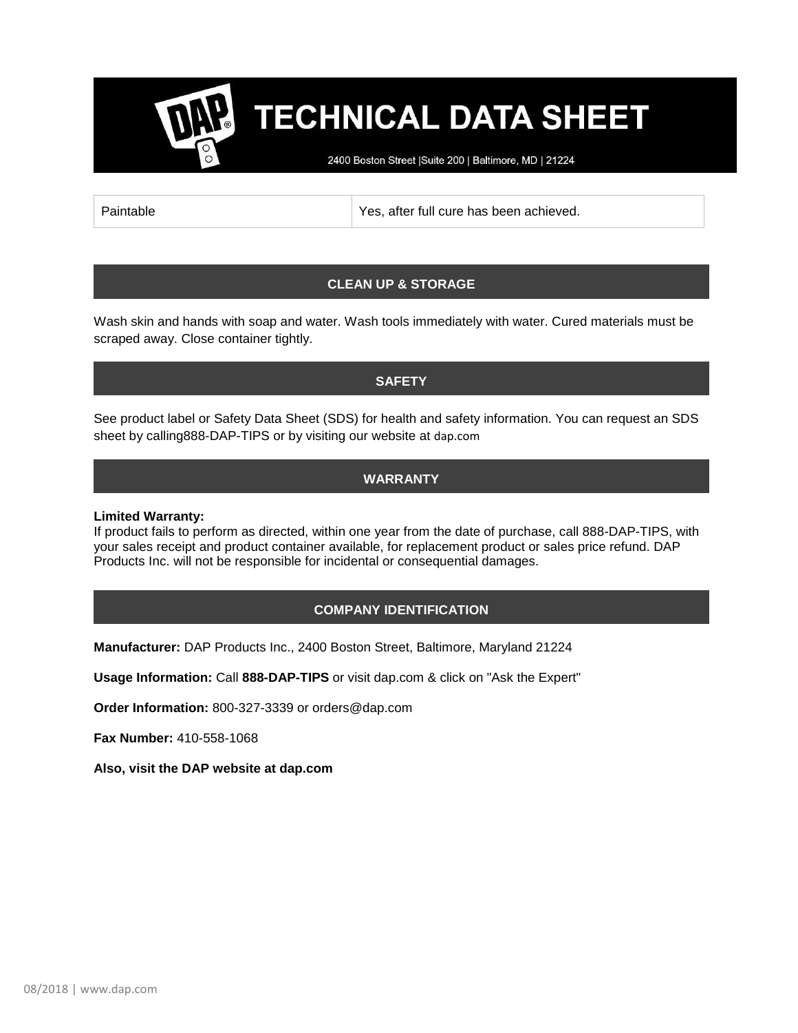# TECHNICAL DATA SHEET

2400 Boston Street |Suite 200 | Baltimore, MD | 21224

| | |
|---|---|
| Paintable | Yes, after full cure has been achieved. |

## CLEAN UP & STORAGE

Wash skin and hands with soap and water. Wash tools immediately with water. Cured materials must be scraped away. Close container tightly.

## SAFETY

See product label or Safety Data Sheet (SDS) for health and safety information. You can request an SDS sheet by calling888-DAP-TIPS or by visiting our website at dap.com

## WARRANTY

**Limited Warranty:**
If product fails to perform as directed, within one year from the date of purchase, call 888-DAP-TIPS, with your sales receipt and product container available, for replacement product or sales price refund. DAP Products Inc. will not be responsible for incidental or consequential damages.

## COMPANY IDENTIFICATION

**Manufacturer:** DAP Products Inc., 2400 Boston Street, Baltimore, Maryland 21224

**Usage Information:** Call **888-DAP-TIPS** or visit dap.com & click on "Ask the Expert"

**Order Information:** 800-327-3339 or orders@dap.com

**Fax Number:** 410-558-1068

**Also, visit the DAP website at dap.com**